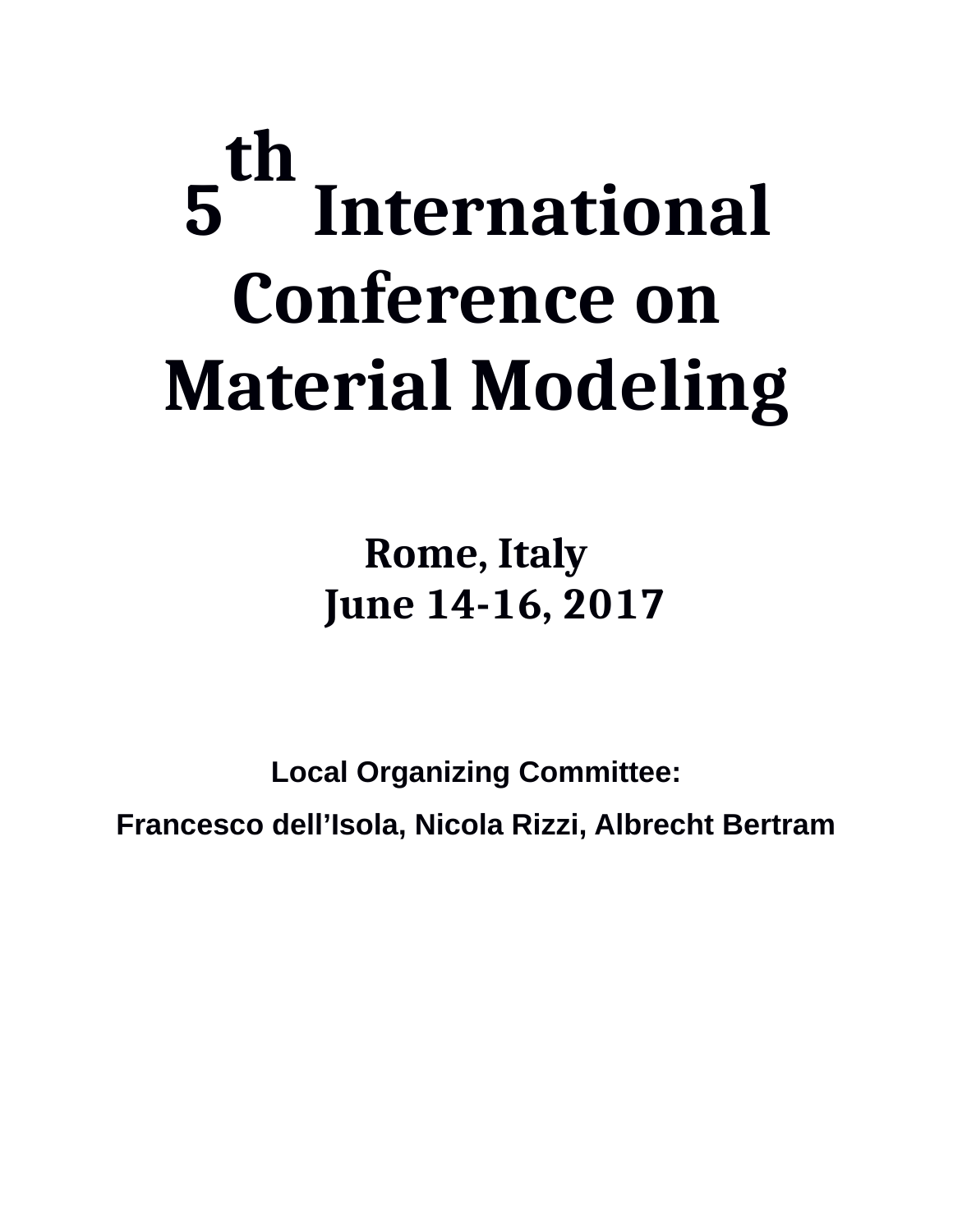# 5th International Conference on Material Modeling

**Rome, Italy**
**June 14-16, 2017**

**Local Organizing Committee:**

**Francesco dell’Isola, Nicola Rizzi, Albrecht Bertram**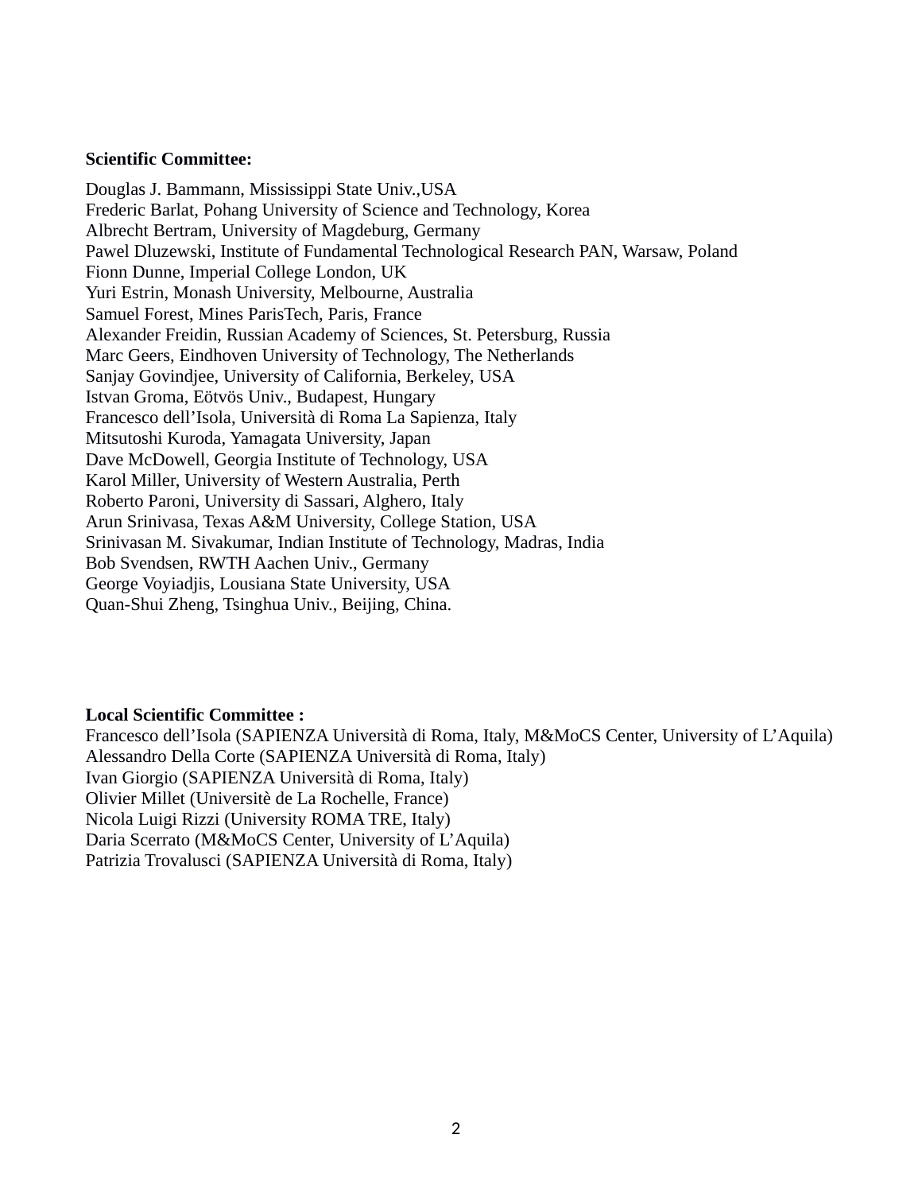**Scientific Committee:**

Douglas J. Bammann, Mississippi State Univ.,USA
Frederic Barlat, Pohang University of Science and Technology, Korea
Albrecht Bertram, University of Magdeburg, Germany
Pawel Dluzewski, Institute of Fundamental Technological Research PAN, Warsaw, Poland
Fionn Dunne, Imperial College London, UK
Yuri Estrin, Monash University, Melbourne, Australia
Samuel Forest, Mines ParisTech, Paris, France
Alexander Freidin, Russian Academy of Sciences, St. Petersburg, Russia
Marc Geers, Eindhoven University of Technology, The Netherlands
Sanjay Govindjee, University of California, Berkeley, USA
Istvan Groma, Eötvös Univ., Budapest, Hungary
Francesco dell'Isola, Università di Roma La Sapienza, Italy
Mitsutoshi Kuroda, Yamagata University, Japan
Dave McDowell, Georgia Institute of Technology, USA
Karol Miller, University of Western Australia, Perth
Roberto Paroni, University di Sassari, Alghero, Italy
Arun Srinivasa, Texas A&M University, College Station, USA
Srinivasan M. Sivakumar, Indian Institute of Technology, Madras, India
Bob Svendsen, RWTH Aachen Univ., Germany
George Voyiadjis, Lousiana State University, USA
Quan-Shui Zheng, Tsinghua Univ., Beijing, China.

**Local Scientific Committee :**

Francesco dell'Isola (SAPIENZA Università di Roma, Italy, M&MoCS Center, University of L'Aquila)
Alessandro Della Corte (SAPIENZA Università di Roma, Italy)
Ivan Giorgio (SAPIENZA Università di Roma, Italy)
Olivier Millet (Universitè de La Rochelle, France)
Nicola Luigi Rizzi (University ROMA TRE, Italy)
Daria Scerrato (M&MoCS Center, University of L'Aquila)
Patrizia Trovalusci (SAPIENZA Università di Roma, Italy)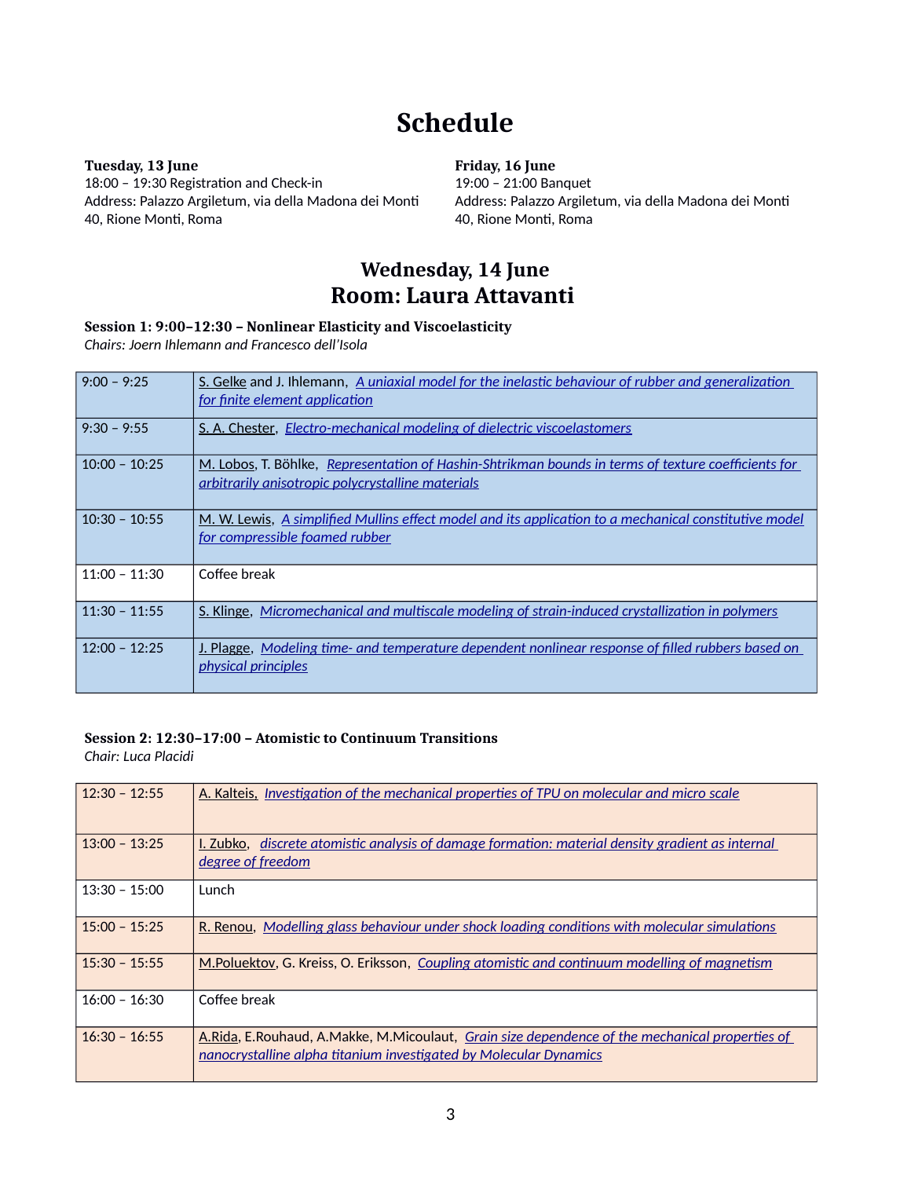# Schedule

**Tuesday, 13 June**
18:00 – 19:30 Registration and Check-in
Address: Palazzo Argiletum, via della Madona dei Monti 40, Rione Monti, Roma

**Friday, 16 June**
19:00 – 21:00 Banquet
Address: Palazzo Argiletum, via della Madona dei Monti 40, Rione Monti, Roma

## Wednesday, 14 June
## Room: Laura Attavanti

**Session 1: 9:00–12:30 – Nonlinear Elasticity and Viscoelasticity**
*Chairs: Joern Ihlemann and Francesco dell'Isola*

| | |
|---|---|
| 9:00 – 9:25 | S. Gelke and J. Ihlemann, *A uniaxial model for the inelastic behaviour of rubber and generalization for finite element application* |
| 9:30 – 9:55 | S. A. Chester, *Electro-mechanical modeling of dielectric viscoelastomers* |
| 10:00 – 10:25 | M. Lobos, T. Böhlke, *Representation of Hashin-Shtrikman bounds in terms of texture coefficients for arbitrarily anisotropic polycrystalline materials* |
| 10:30 – 10:55 | M. W. Lewis, *A simplified Mullins effect model and its application to a mechanical constitutive model for compressible foamed rubber* |
| 11:00 – 11:30 | Coffee break |
| 11:30 – 11:55 | S. Klinge, *Micromechanical and multiscale modeling of strain-induced crystallization in polymers* |
| 12:00 – 12:25 | J. Plagge, *Modeling time- and temperature dependent nonlinear response of filled rubbers based on physical principles* |

**Session 2: 12:30–17:00 – Atomistic to Continuum Transitions**
*Chair: Luca Placidi*

| | |
|---|---|
| 12:30 – 12:55 | A. Kalteis, *Investigation of the mechanical properties of TPU on molecular and micro scale* |
| 13:00 – 13:25 | I. Zubko, *discrete atomistic analysis of damage formation: material density gradient as internal degree of freedom* |
| 13:30 – 15:00 | Lunch |
| 15:00 – 15:25 | R. Renou, *Modelling glass behaviour under shock loading conditions with molecular simulations* |
| 15:30 – 15:55 | M.Poluektov, G. Kreiss, O. Eriksson, *Coupling atomistic and continuum modelling of magnetism* |
| 16:00 – 16:30 | Coffee break |
| 16:30 – 16:55 | A.Rida, E.Rouhaud, A.Makke, M.Micoulaut, *Grain size dependence of the mechanical properties of nanocrystalline alpha titanium investigated by Molecular Dynamics* |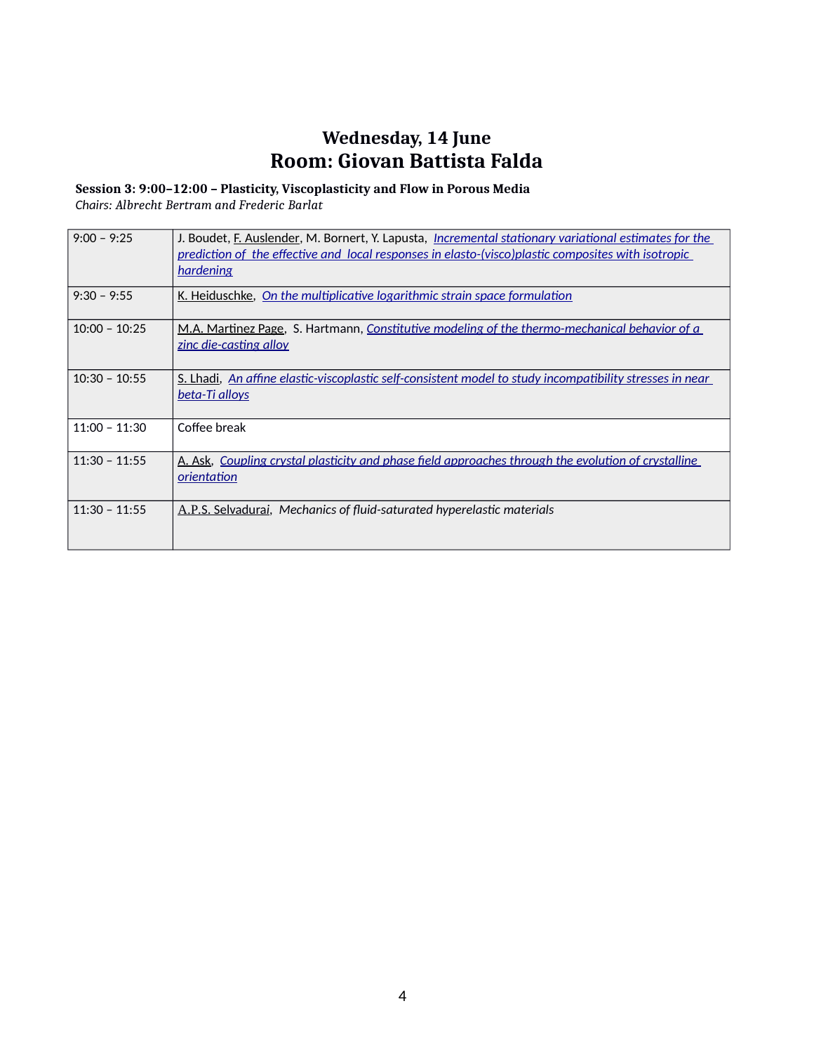# Wednesday, 14 June
# Room: Giovan Battista Falda

**Session 3: 9:00–12:00 – Plasticity, Viscoplasticity and Flow in Porous Media**
*Chairs: Albrecht Bertram and Frederic Barlat*

| | |
|---|---|
| 9:00 – 9:25 | J. Boudet, F. Auslender, M. Bornert, Y. Lapusta, *Incremental stationary variational estimates for the prediction of the effective and local responses in elasto-(visco)plastic composites with isotropic hardening* |
| 9:30 – 9:55 | K. Heiduschke, *On the multiplicative logarithmic strain space formulation* |
| 10:00 – 10:25 | M.A. Martinez Page, S. Hartmann, *Constitutive modeling of the thermo-mechanical behavior of a zinc die-casting alloy* |
| 10:30 – 10:55 | S. Lhadi, *An affine elastic-viscoplastic self-consistent model to study incompatibility stresses in near beta-Ti alloys* |
| 11:00 – 11:30 | Coffee break |
| 11:30 – 11:55 | A. Ask, *Coupling crystal plasticity and phase field approaches through the evolution of crystalline orientation* |
| 11:30 – 11:55 | A.P.S. Selvadurai, *Mechanics of fluid-saturated hyperelastic materials* |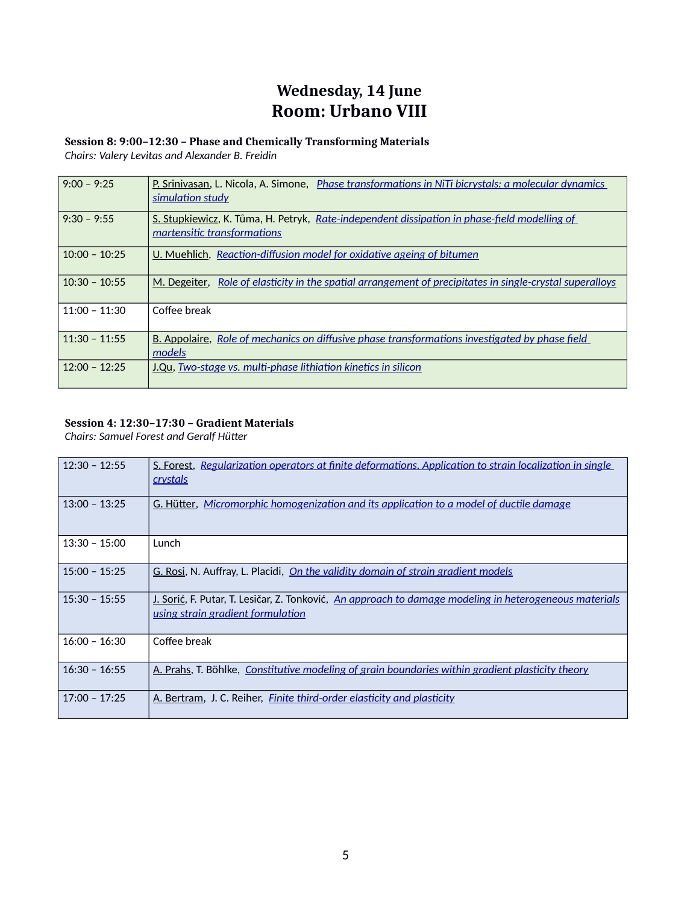# Wednesday, 14 June
# Room: Urbano VIII

**Session 8: 9:00–12:30 – Phase and Chemically Transforming Materials**
*Chairs: Valery Levitas and Alexander B. Freidin*

| | |
|---|---|
| 9:00 – 9:25 | P. Srinivasan, L. Nicola, A. Simone, *Phase transformations in NiTi bicrystals: a molecular dynamics simulation study* |
| 9:30 – 9:55 | S. Stupkiewicz, K. Tůma, H. Petryk, *Rate-independent dissipation in phase-field modelling of martensitic transformations* |
| 10:00 – 10:25 | U. Muehlich, *Reaction-diffusion model for oxidative ageing of bitumen* |
| 10:30 – 10:55 | M. Degeiter, *Role of elasticity in the spatial arrangement of precipitates in single-crystal superalloys* |
| 11:00 – 11:30 | Coffee break |
| 11:30 – 11:55 | B. Appolaire, *Role of mechanics on diffusive phase transformations investigated by phase field models* |
| 12:00 – 12:25 | J.Qu, *Two-stage vs. multi-phase lithiation kinetics in silicon* |

**Session 4: 12:30–17:30 – Gradient Materials**
*Chairs: Samuel Forest and Geralf Hütter*

| | |
|---|---|
| 12:30 – 12:55 | S. Forest, *Regularization operators at finite deformations. Application to strain localization in single crystals* |
| 13:00 – 13:25 | G. Hütter, *Micromorphic homogenization and its application to a model of ductile damage* |
| 13:30 – 15:00 | Lunch |
| 15:00 – 15:25 | G. Rosi, N. Auffray, L. Placidi, *On the validity domain of strain gradient models* |
| 15:30 – 15:55 | J. Sorić, F. Putar, T. Lesičar, Z. Tonković, *An approach to damage modeling in heterogeneous materials using strain gradient formulation* |
| 16:00 – 16:30 | Coffee break |
| 16:30 – 16:55 | A. Prahs, T. Böhlke, *Constitutive modeling of grain boundaries within gradient plasticity theory* |
| 17:00 – 17:25 | A. Bertram, J. C. Reiher, *Finite third-order elasticity and plasticity* |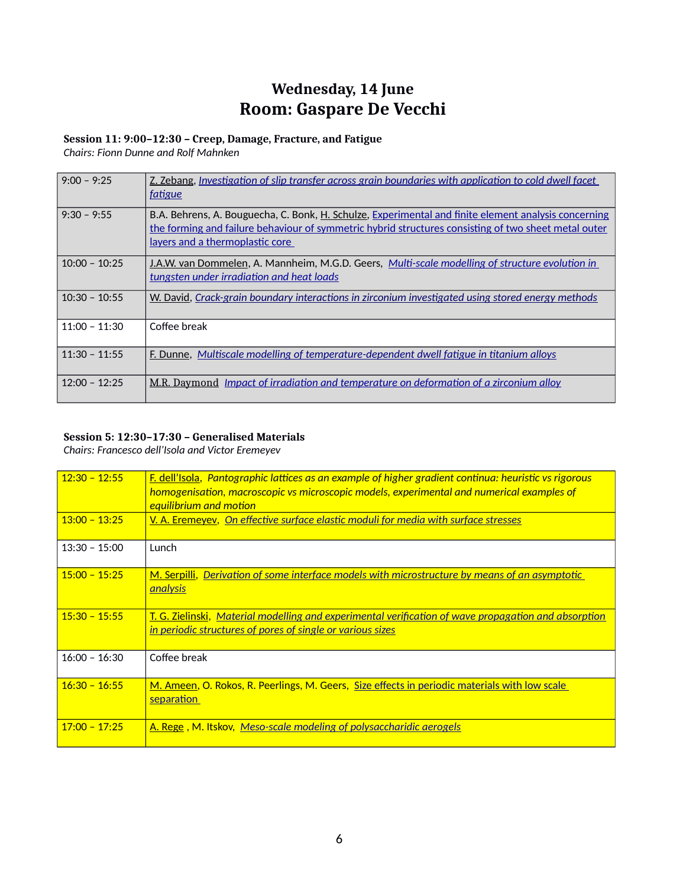# Wednesday, 14 June
## Room: Gaspare De Vecchi

**Session 11: 9:00–12:30 – Creep, Damage, Fracture, and Fatigue**
*Chairs: Fionn Dunne and Rolf Mahnken*

| | |
|---|---|
| 9:00 – 9:25 | Z. Zebang, *Investigation of slip transfer across grain boundaries with application to cold dwell facet fatigue* |
| 9:30 – 9:55 | B.A. Behrens, A. Bouguecha, C. Bonk, H. Schulze, Experimental and finite element analysis concerning the forming and failure behaviour of symmetric hybrid structures consisting of two sheet metal outer layers and a thermoplastic core |
| 10:00 – 10:25 | J.A.W. van Dommelen, A. Mannheim, M.G.D. Geers, *Multi-scale modelling of structure evolution in tungsten under irradiation and heat loads* |
| 10:30 – 10:55 | W. David, *Crack-grain boundary interactions in zirconium investigated using stored energy methods* |
| 11:00 – 11:30 | Coffee break |
| 11:30 – 11:55 | F. Dunne, *Multiscale modelling of temperature-dependent dwell fatigue in titanium alloys* |
| 12:00 – 12:25 | M.R. Daymond *Impact of irradiation and temperature on deformation of a zirconium alloy* |

**Session 5: 12:30–17:30 – Generalised Materials**
*Chairs: Francesco dell'Isola and Victor Eremeyev*

| | |
|---|---|
| 12:30 – 12:55 | F. dell'Isola, *Pantographic lattices as an example of higher gradient continua: heuristic vs rigorous homogenisation, macroscopic vs microscopic models, experimental and numerical examples of equilibrium and motion* |
| 13:00 – 13:25 | V. A. Eremeyev, *On effective surface elastic moduli for media with surface stresses* |
| 13:30 – 15:00 | Lunch |
| 15:00 – 15:25 | M. Serpilli, *Derivation of some interface models with microstructure by means of an asymptotic analysis* |
| 15:30 – 15:55 | T. G. Zielinski, *Material modelling and experimental verification of wave propagation and absorption in periodic structures of pores of single or various sizes* |
| 16:00 – 16:30 | Coffee break |
| 16:30 – 16:55 | M. Ameen, O. Rokos, R. Peerlings, M. Geers, Size effects in periodic materials with low scale separation |
| 17:00 – 17:25 | A. Rege , M. Itskov, *Meso-scale modeling of polysaccharidic aerogels* |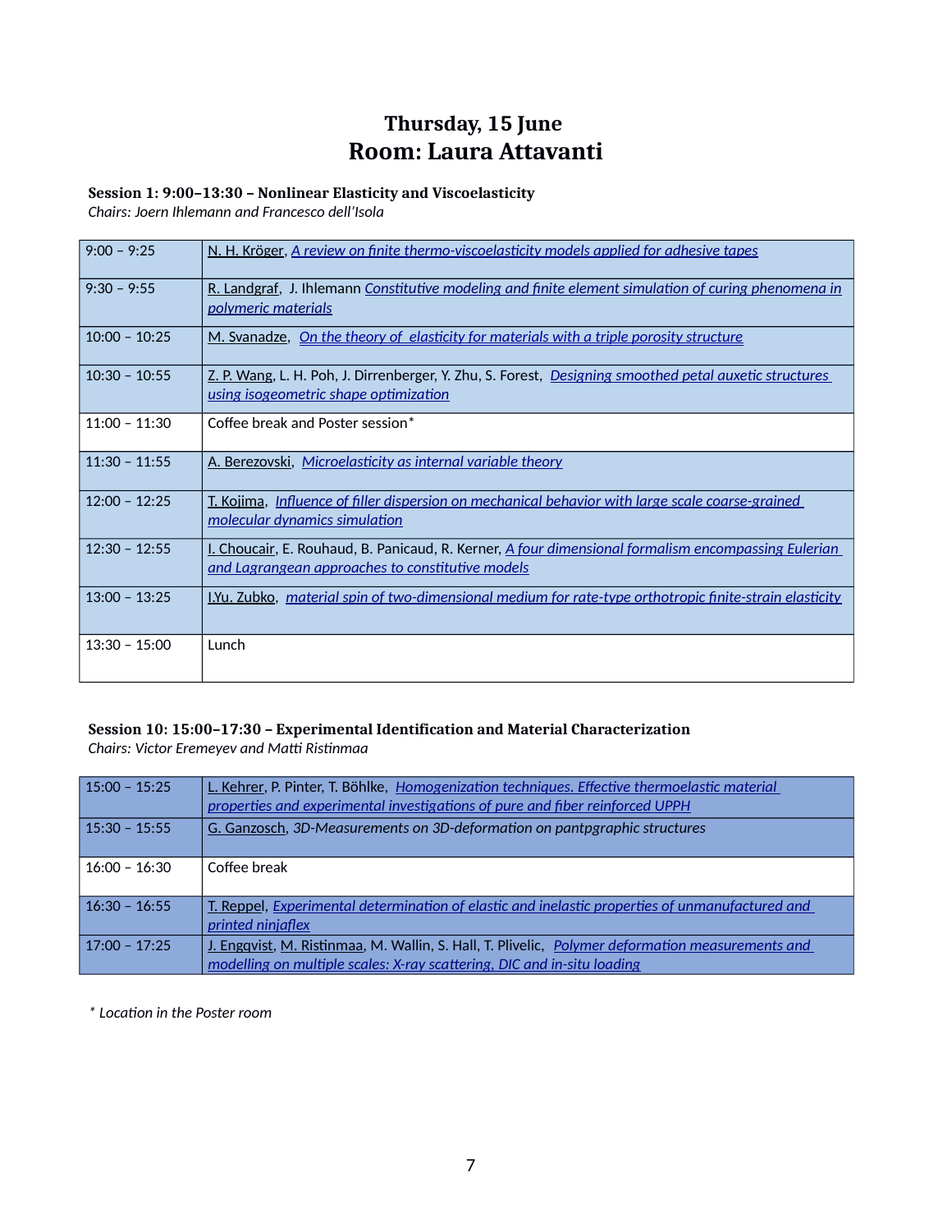# Thursday, 15 June
# Room: Laura Attavanti

**Session 1: 9:00–13:30 – Nonlinear Elasticity and Viscoelasticity**
*Chairs: Joern Ihlemann and Francesco dell'Isola*

| | |
|---|---|
| 9:00 – 9:25 | N. H. Kröger, *A review on finite thermo-viscoelasticity models applied for adhesive tapes* |
| 9:30 – 9:55 | R. Landgraf, J. Ihlemann *Constitutive modeling and finite element simulation of curing phenomena in polymeric materials* |
| 10:00 – 10:25 | M. Svanadze, *On the theory of elasticity for materials with a triple porosity structure* |
| 10:30 – 10:55 | Z. P. Wang, L. H. Poh, J. Dirrenberger, Y. Zhu, S. Forest, *Designing smoothed petal auxetic structures using isogeometric shape optimization* |
| 11:00 – 11:30 | Coffee break and Poster session* |
| 11:30 – 11:55 | A. Berezovski, *Microelasticity as internal variable theory* |
| 12:00 – 12:25 | T. Kojima, *Influence of filler dispersion on mechanical behavior with large scale coarse-grained molecular dynamics simulation* |
| 12:30 – 12:55 | I. Choucair, E. Rouhaud, B. Panicaud, R. Kerner, *A four dimensional formalism encompassing Eulerian and Lagrangean approaches to constitutive models* |
| 13:00 – 13:25 | I.Yu. Zubko, *material spin of two-dimensional medium for rate-type orthotropic finite-strain elasticity* |
| 13:30 – 15:00 | Lunch |

**Session 10: 15:00–17:30 – Experimental Identification and Material Characterization**
*Chairs: Victor Eremeyev and Matti Ristinmaa*

| | |
|---|---|
| 15:00 – 15:25 | L. Kehrer, P. Pinter, T. Böhlke, *Homogenization techniques. Effective thermoelastic material properties and experimental investigations of pure and fiber reinforced UPPH* |
| 15:30 – 15:55 | G. Ganzosch, *3D-Measurements on 3D-deformation on pantpgraphic structures* |
| 16:00 – 16:30 | Coffee break |
| 16:30 – 16:55 | T. Reppel, *Experimental determination of elastic and inelastic properties of unmanufactured and printed ninjaflex* |
| 17:00 – 17:25 | J. Engqvist, M. Ristinmaa, M. Wallin, S. Hall, T. Plivelic, *Polymer deformation measurements and modelling on multiple scales: X-ray scattering, DIC and in-situ loading* |

* *Location in the Poster room*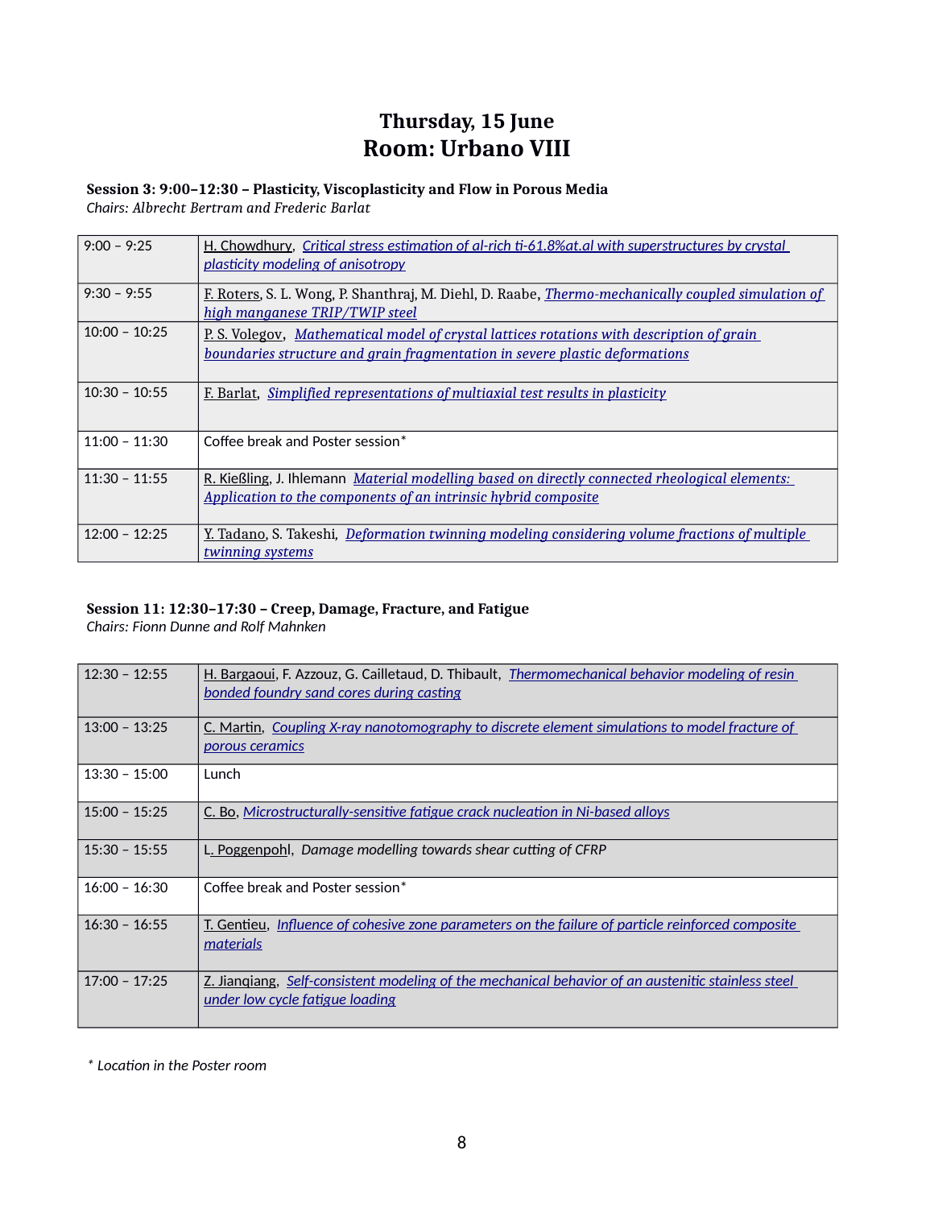# Thursday, 15 June
# Room: Urbano VIII

**Session 3: 9:00–12:30 – Plasticity, Viscoplasticity and Flow in Porous Media**
*Chairs: Albrecht Bertram and Frederic Barlat*

| | |
|---|---|
| 9:00 – 9:25 | H. Chowdhury, *Critical stress estimation of al-rich ti-61.8%at.al with superstructures by crystal plasticity modeling of anisotropy* |
| 9:30 – 9:55 | F. Roters, S. L. Wong, P. Shanthraj, M. Diehl, D. Raabe, *Thermo-mechanically coupled simulation of high manganese TRIP/TWIP steel* |
| 10:00 – 10:25 | P. S. Volegov, *Mathematical model of crystal lattices rotations with description of grain boundaries structure and grain fragmentation in severe plastic deformations* |
| 10:30 – 10:55 | F. Barlat, *Simplified representations of multiaxial test results in plasticity* |
| 11:00 – 11:30 | Coffee break and Poster session* |
| 11:30 – 11:55 | R. Kießling, J. Ihlemann *Material modelling based on directly connected rheological elements: Application to the components of an intrinsic hybrid composite* |
| 12:00 – 12:25 | Y. Tadano, S. Takeshi, *Deformation twinning modeling considering volume fractions of multiple twinning systems* |

**Session 11: 12:30–17:30 – Creep, Damage, Fracture, and Fatigue**
*Chairs: Fionn Dunne and Rolf Mahnken*

| | |
|---|---|
| 12:30 – 12:55 | H. Bargaoui, F. Azzouz, G. Cailletaud, D. Thibault, *Thermomechanical behavior modeling of resin bonded foundry sand cores during casting* |
| 13:00 – 13:25 | C. Martin, *Coupling X-ray nanotomography to discrete element simulations to model fracture of porous ceramics* |
| 13:30 – 15:00 | Lunch |
| 15:00 – 15:25 | C. Bo, *Microstructurally-sensitive fatigue crack nucleation in Ni-based alloys* |
| 15:30 – 15:55 | L. Poggenpohl, *Damage modelling towards shear cutting of CFRP* |
| 16:00 – 16:30 | Coffee break and Poster session* |
| 16:30 – 16:55 | T. Gentieu, *Influence of cohesive zone parameters on the failure of particle reinforced composite materials* |
| 17:00 – 17:25 | Z. Jianqiang, *Self-consistent modeling of the mechanical behavior of an austenitic stainless steel under low cycle fatigue loading* |

* *Location in the Poster room*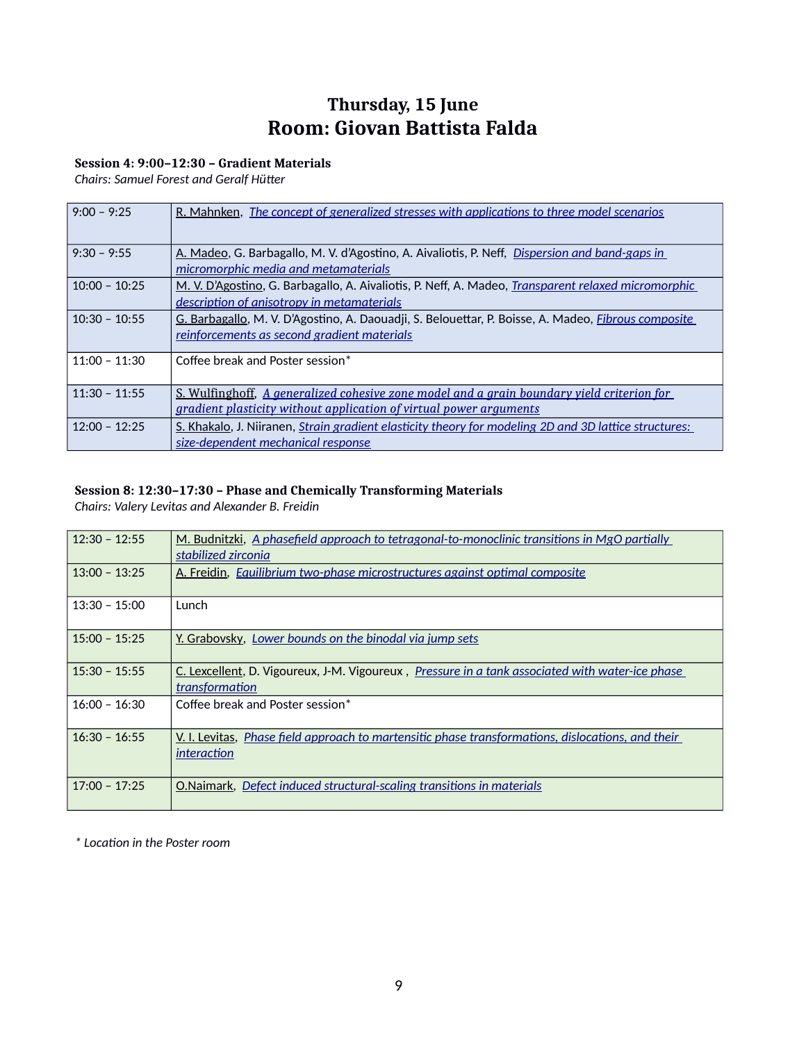# Thursday, 15 June
# Room: Giovan Battista Falda

**Session 4: 9:00–12:30 – Gradient Materials**
*Chairs: Samuel Forest and Geralf Hütter*

| Time | Talk |
|---|---|
| 9:00 – 9:25 | R. Mahnken, *The concept of generalized stresses with applications to three model scenarios* |
| 9:30 – 9:55 | A. Madeo, G. Barbagallo, M. V. d'Agostino, A. Aivaliotis, P. Neff, *Dispersion and band-gaps in micromorphic media and metamaterials* |
| 10:00 – 10:25 | M. V. D'Agostino, G. Barbagallo, A. Aivaliotis, P. Neff, A. Madeo, *Transparent relaxed micromorphic description of anisotropy in metamaterials* |
| 10:30 – 10:55 | G. Barbagallo, M. V. D'Agostino, A. Daouadji, S. Belouettar, P. Boisse, A. Madeo, *Fibrous composite reinforcements as second gradient materials* |
| 11:00 – 11:30 | Coffee break and Poster session* |
| 11:30 – 11:55 | S. Wulfinghoff, *A generalized cohesive zone model and a grain boundary yield criterion for gradient plasticity without application of virtual power arguments* |
| 12:00 – 12:25 | S. Khakalo, J. Niiranen, *Strain gradient elasticity theory for modeling 2D and 3D lattice structures: size-dependent mechanical response* |

**Session 8: 12:30–17:30 – Phase and Chemically Transforming Materials**
*Chairs: Valery Levitas and Alexander B. Freidin*

| Time | Talk |
|---|---|
| 12:30 – 12:55 | M. Budnitzki, *A phasefield approach to tetragonal-to-monoclinic transitions in MgO partially stabilized zirconia* |
| 13:00 – 13:25 | A. Freidin, *Equilibrium two-phase microstructures against optimal composite* |
| 13:30 – 15:00 | Lunch |
| 15:00 – 15:25 | Y. Grabovsky, *Lower bounds on the binodal via jump sets* |
| 15:30 – 15:55 | C. Lexcellent, D. Vigoureux, J-M. Vigoureux , *Pressure in a tank associated with water-ice phase transformation* |
| 16:00 – 16:30 | Coffee break and Poster session* |
| 16:30 – 16:55 | V. I. Levitas, *Phase field approach to martensitic phase transformations, dislocations, and their interaction* |
| 17:00 – 17:25 | O.Naimark, *Defect induced structural-scaling transitions in materials* |

\* *Location in the Poster room*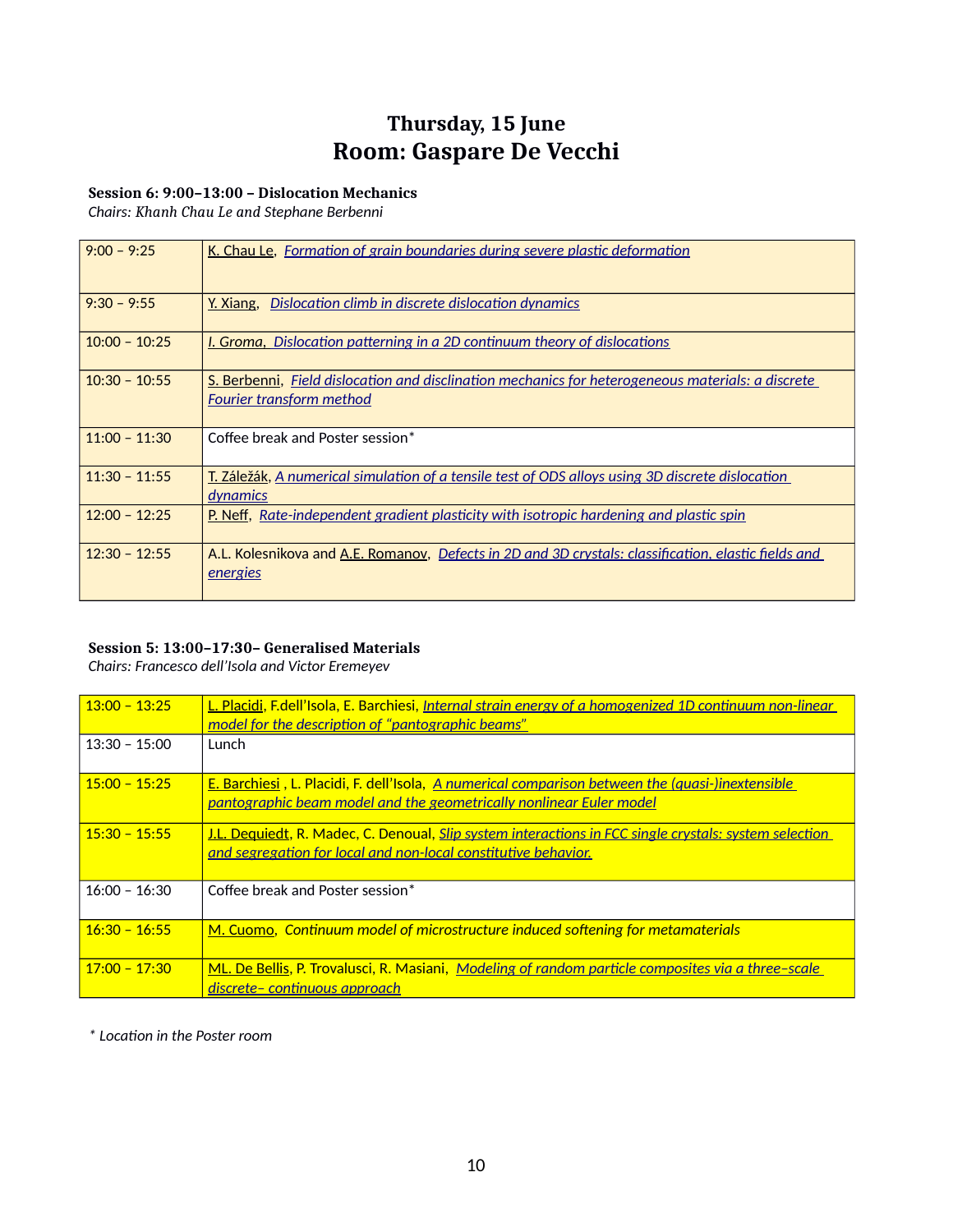# Thursday, 15 June
# Room: Gaspare De Vecchi

**Session 6: 9:00–13:00 – Dislocation Mechanics**
*Chairs: Khanh Chau Le and Stephane Berbenni*

| | |
|---|---|
| 9:00 – 9:25 | K. Chau Le, *Formation of grain boundaries during severe plastic deformation* |
| 9:30 – 9:55 | Y. Xiang, *Dislocation climb in discrete dislocation dynamics* |
| 10:00 – 10:25 | *I. Groma*, *Dislocation patterning in a 2D continuum theory of dislocations* |
| 10:30 – 10:55 | S. Berbenni, *Field dislocation and disclination mechanics for heterogeneous materials: a discrete Fourier transform method* |
| 11:00 – 11:30 | Coffee break and Poster session* |
| 11:30 – 11:55 | T. Záležák, *A numerical simulation of a tensile test of ODS alloys using 3D discrete dislocation dynamics* |
| 12:00 – 12:25 | P. Neff, *Rate-independent gradient plasticity with isotropic hardening and plastic spin* |
| 12:30 – 12:55 | A.L. Kolesnikova and A.E. Romanov, *Defects in 2D and 3D crystals: classification, elastic fields and energies* |

**Session 5: 13:00–17:30– Generalised Materials**
*Chairs: Francesco dell'Isola and Victor Eremeyev*

| | |
|---|---|
| 13:00 – 13:25 | L. Placidi, F.dell'Isola, E. Barchiesi, *Internal strain energy of a homogenized 1D continuum non-linear model for the description of "pantographic beams"* |
| 13:30 – 15:00 | Lunch |
| 15:00 – 15:25 | E. Barchiesi , L. Placidi, F. dell'Isola, *A numerical comparison between the (quasi-)inextensible pantographic beam model and the geometrically nonlinear Euler model* |
| 15:30 – 15:55 | J.L. Dequiedt, R. Madec, C. Denoual, *Slip system interactions in FCC single crystals: system selection and segregation for local and non-local constitutive behavior.* |
| 16:00 – 16:30 | Coffee break and Poster session* |
| 16:30 – 16:55 | M. Cuomo, *Continuum model of microstructure induced softening for metamaterials* |
| 17:00 – 17:30 | ML. De Bellis, P. Trovalusci, R. Masiani, *Modeling of random particle composites via a three–scale discrete– continuous approach* |

*\* Location in the Poster room*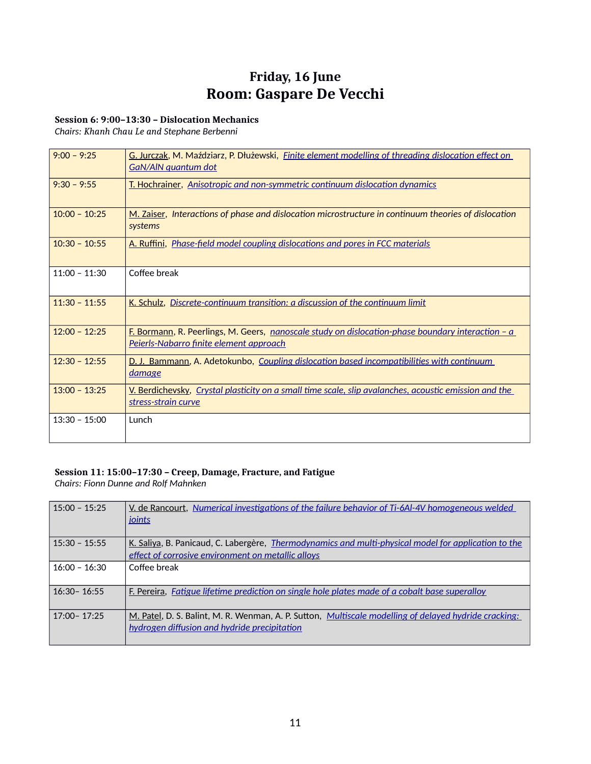# Friday, 16 June
# Room: Gaspare De Vecchi

**Session 6: 9:00–13:30 – Dislocation Mechanics**
*Chairs: Khanh Chau Le and Stephane Berbenni*

| | |
|---|---|
| 9:00 – 9:25 | G. Jurczak, M. Maździarz, P. Dłużewski, *Finite element modelling of threading dislocation effect on GaN/AlN quantum dot* |
| 9:30 – 9:55 | T. Hochrainer, *Anisotropic and non-symmetric continuum dislocation dynamics* |
| 10:00 – 10:25 | M. Zaiser, *Interactions of phase and dislocation microstructure in continuum theories of dislocation systems* |
| 10:30 – 10:55 | A. Ruffini, *Phase-field model coupling dislocations and pores in FCC materials* |
| 11:00 – 11:30 | Coffee break |
| 11:30 – 11:55 | K. Schulz, *Discrete-continuum transition: a discussion of the continuum limit* |
| 12:00 – 12:25 | F. Bormann, R. Peerlings, M. Geers, *nanoscale study on dislocation-phase boundary interaction – a Peierls-Nabarro finite element approach* |
| 12:30 – 12:55 | D. J. Bammann, A. Adetokunbo, *Coupling dislocation based incompatibilities with continuum damage* |
| 13:00 – 13:25 | V. Berdichevsky, *Crystal plasticity on a small time scale, slip avalanches, acoustic emission and the stress-strain curve* |
| 13:30 – 15:00 | Lunch |

**Session 11: 15:00–17:30 – Creep, Damage, Fracture, and Fatigue**
*Chairs: Fionn Dunne and Rolf Mahnken*

| | |
|---|---|
| 15:00 – 15:25 | V. de Rancourt, *Numerical investigations of the failure behavior of Ti-6Al-4V homogeneous welded joints* |
| 15:30 – 15:55 | K. Saliya, B. Panicaud, C. Labergère, *Thermodynamics and multi-physical model for application to the effect of corrosive environment on metallic alloys* |
| 16:00 – 16:30 | Coffee break |
| 16:30– 16:55 | F. Pereira, *Fatigue lifetime prediction on single hole plates made of a cobalt base superalloy* |
| 17:00– 17:25 | M. Patel, D. S. Balint, M. R. Wenman, A. P. Sutton, *Multiscale modelling of delayed hydride cracking: hydrogen diffusion and hydride precipitation* |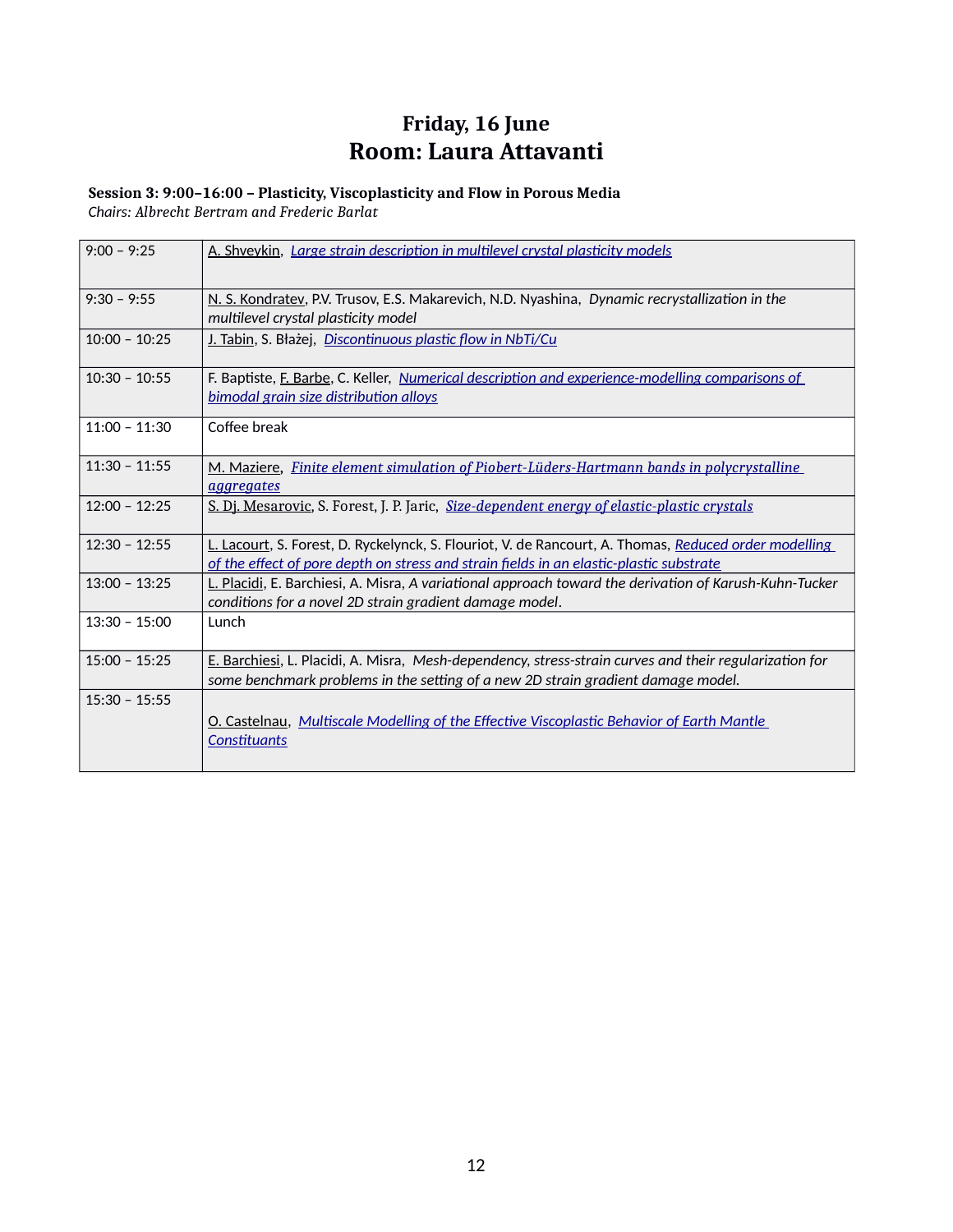# Friday, 16 June
# Room: Laura Attavanti

**Session 3: 9:00–16:00 – Plasticity, Viscoplasticity and Flow in Porous Media**
*Chairs: Albrecht Bertram and Frederic Barlat*

| | |
|---|---|
| 9:00 – 9:25 | A. Shveykin, *Large strain description in multilevel crystal plasticity models* |
| 9:30 – 9:55 | N. S. Kondratev, P.V. Trusov, E.S. Makarevich, N.D. Nyashina, *Dynamic recrystallization in the multilevel crystal plasticity model* |
| 10:00 – 10:25 | J. Tabin, S. Błażej, *Discontinuous plastic flow in NbTi/Cu* |
| 10:30 – 10:55 | F. Baptiste, F. Barbe, C. Keller, *Numerical description and experience-modelling comparisons of bimodal grain size distribution alloys* |
| 11:00 – 11:30 | Coffee break |
| 11:30 – 11:55 | M. Maziere, *Finite element simulation of Piobert-Lüders-Hartmann bands in polycrystalline aggregates* |
| 12:00 – 12:25 | S. Dj. Mesarovic, S. Forest, J. P. Jaric, *Size-dependent energy of elastic-plastic crystals* |
| 12:30 – 12:55 | L. Lacourt, S. Forest, D. Ryckelynck, S. Flouriot, V. de Rancourt, A. Thomas, *Reduced order modelling of the effect of pore depth on stress and strain fields in an elastic-plastic substrate* |
| 13:00 – 13:25 | L. Placidi, E. Barchiesi, A. Misra, *A variational approach toward the derivation of Karush-Kuhn-Tucker conditions for a novel 2D strain gradient damage model*. |
| 13:30 – 15:00 | Lunch |
| 15:00 – 15:25 | E. Barchiesi, L. Placidi, A. Misra, *Mesh-dependency, stress-strain curves and their regularization for some benchmark problems in the setting of a new 2D strain gradient damage model.* |
| 15:30 – 15:55 | O. Castelnau, *Multiscale Modelling of the Effective Viscoplastic Behavior of Earth Mantle Constituants* |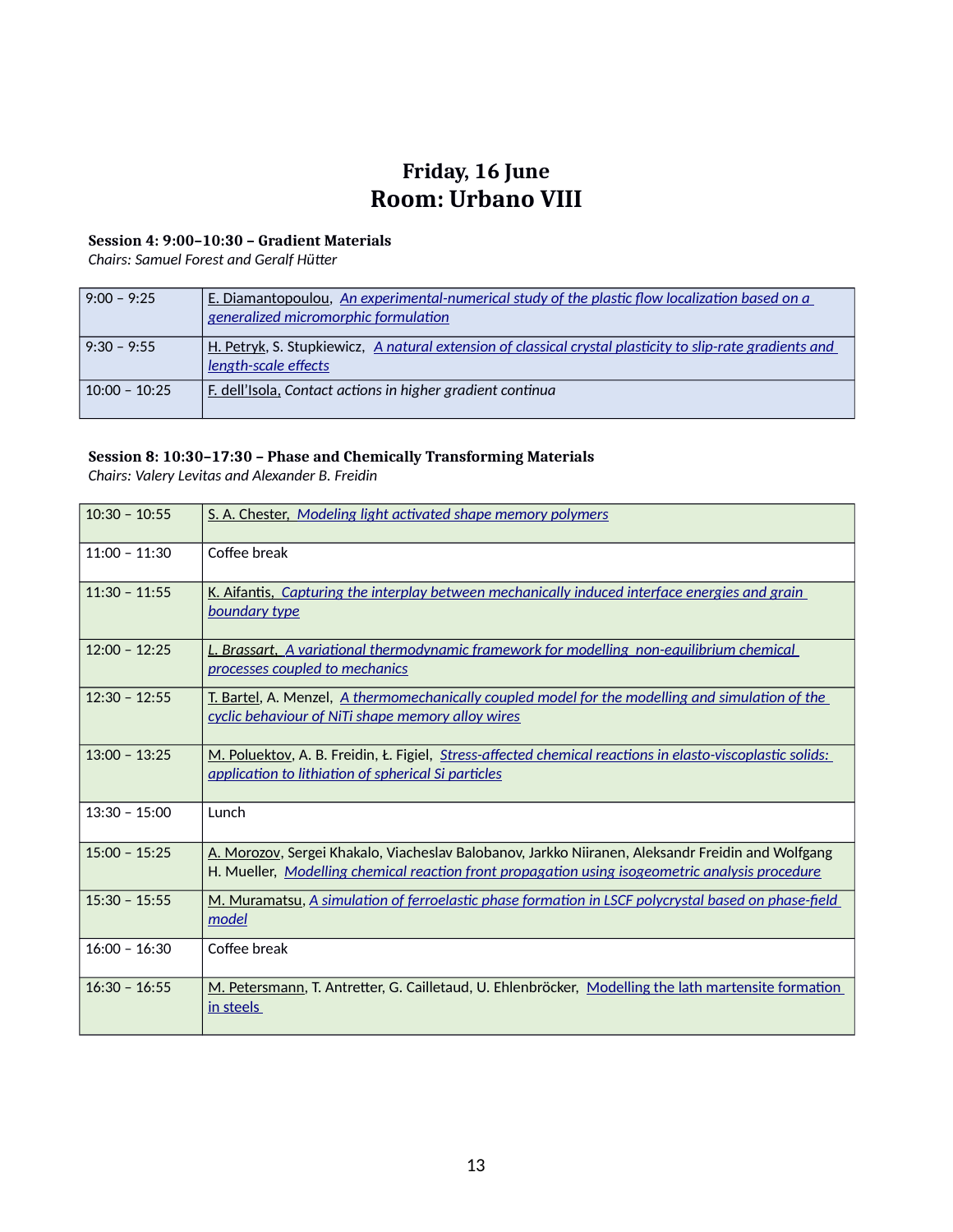# Friday, 16 June
# Room: Urbano VIII

**Session 4: 9:00–10:30 – Gradient Materials**
*Chairs: Samuel Forest and Geralf Hütter*

| | |
|---|---|
| 9:00 – 9:25 | E. Diamantopoulou, *An experimental-numerical study of the plastic flow localization based on a generalized micromorphic formulation* |
| 9:30 – 9:55 | H. Petryk, S. Stupkiewicz, *A natural extension of classical crystal plasticity to slip-rate gradients and length-scale effects* |
| 10:00 – 10:25 | F. dell'Isola, *Contact actions in higher gradient continua* |

**Session 8: 10:30–17:30 – Phase and Chemically Transforming Materials**
*Chairs: Valery Levitas and Alexander B. Freidin*

| | |
|---|---|
| 10:30 – 10:55 | S. A. Chester, *Modeling light activated shape memory polymers* |
| 11:00 – 11:30 | Coffee break |
| 11:30 – 11:55 | K. Aifantis, *Capturing the interplay between mechanically induced interface energies and grain boundary type* |
| 12:00 – 12:25 | L. Brassart, *A variational thermodynamic framework for modelling non-equilibrium chemical processes coupled to mechanics* |
| 12:30 – 12:55 | T. Bartel, A. Menzel, *A thermomechanically coupled model for the modelling and simulation of the cyclic behaviour of NiTi shape memory alloy wires* |
| 13:00 – 13:25 | M. Poluektov, A. B. Freidin, Ł. Figiel, *Stress-affected chemical reactions in elasto-viscoplastic solids: application to lithiation of spherical Si particles* |
| 13:30 – 15:00 | Lunch |
| 15:00 – 15:25 | A. Morozov, Sergei Khakalo, Viacheslav Balobanov, Jarkko Niiranen, Aleksandr Freidin and Wolfgang H. Mueller, *Modelling chemical reaction front propagation using isogeometric analysis procedure* |
| 15:30 – 15:55 | M. Muramatsu, *A simulation of ferroelastic phase formation in LSCF polycrystal based on phase-field model* |
| 16:00 – 16:30 | Coffee break |
| 16:30 – 16:55 | M. Petersmann, T. Antretter, G. Cailletaud, U. Ehlenbröcker, Modelling the lath martensite formation in steels |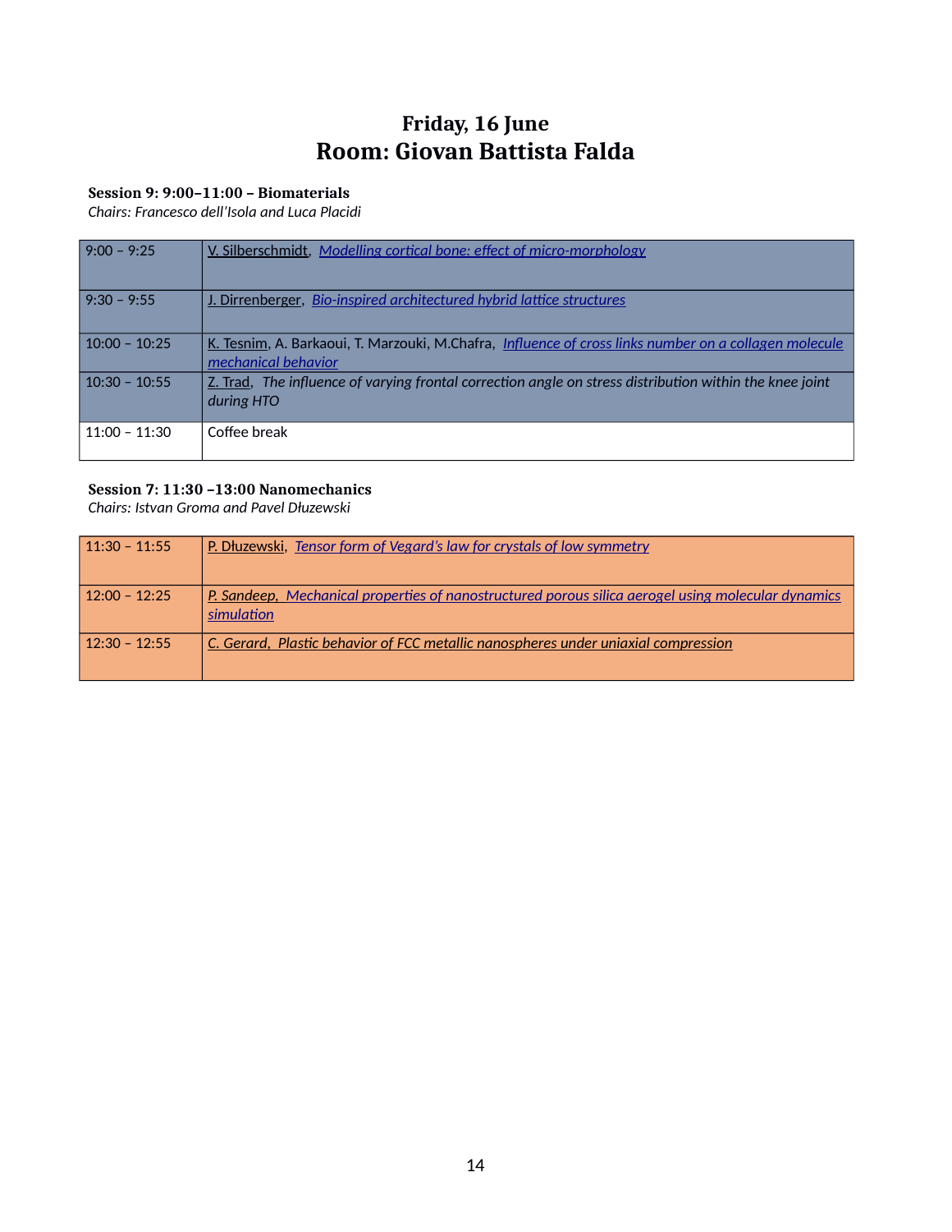# Friday, 16 June
# Room: Giovan Battista Falda

**Session 9: 9:00–11:00 – Biomaterials**
*Chairs: Francesco dell'Isola and Luca Placidi*

| | |
|---|---|
| 9:00 – 9:25 | V. Silberschmidt, *Modelling cortical bone: effect of micro-morphology* |
| 9:30 – 9:55 | J. Dirrenberger, *Bio-inspired architectured hybrid lattice structures* |
| 10:00 – 10:25 | K. Tesnim, A. Barkaoui, T. Marzouki, M.Chafra, *Influence of cross links number on a collagen molecule mechanical behavior* |
| 10:30 – 10:55 | Z. Trad, *The influence of varying frontal correction angle on stress distribution within the knee joint during HTO* |
| 11:00 – 11:30 | Coffee break |

**Session 7: 11:30 –13:00 Nanomechanics**
*Chairs: Istvan Groma and Pavel Dłuzewski*

| | |
|---|---|
| 11:30 – 11:55 | P. Dłuzewski, *Tensor form of Vegard's law for crystals of low symmetry* |
| 12:00 – 12:25 | *P. Sandeep, Mechanical properties of nanostructured porous silica aerogel using molecular dynamics simulation* |
| 12:30 – 12:55 | *C. Gerard, Plastic behavior of FCC metallic nanospheres under uniaxial compression* |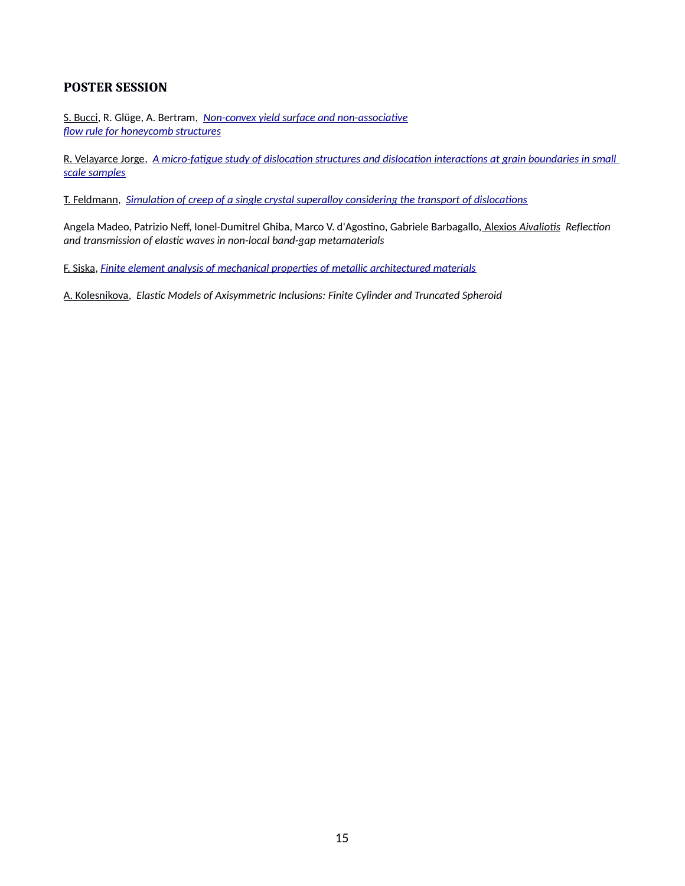## POSTER SESSION

S. Bucci, R. Glüge, A. Bertram, *Non-convex yield surface and non-associative flow rule for honeycomb structures*

R. Velayarce Jorge, *A micro-fatigue study of dislocation structures and dislocation interactions at grain boundaries in small scale samples*

T. Feldmann, *Simulation of creep of a single crystal superalloy considering the transport of dislocations*

Angela Madeo, Patrizio Neff, Ionel-Dumitrel Ghiba, Marco V. d'Agostino, Gabriele Barbagallo, Alexios *Aivaliotis* *Reflection and transmission of elastic waves in non-local band-gap metamaterials*

F. Siska, *Finite element analysis of mechanical properties of metallic architectured materials*

A. Kolesnikova, *Elastic Models of Axisymmetric Inclusions: Finite Cylinder and Truncated Spheroid*